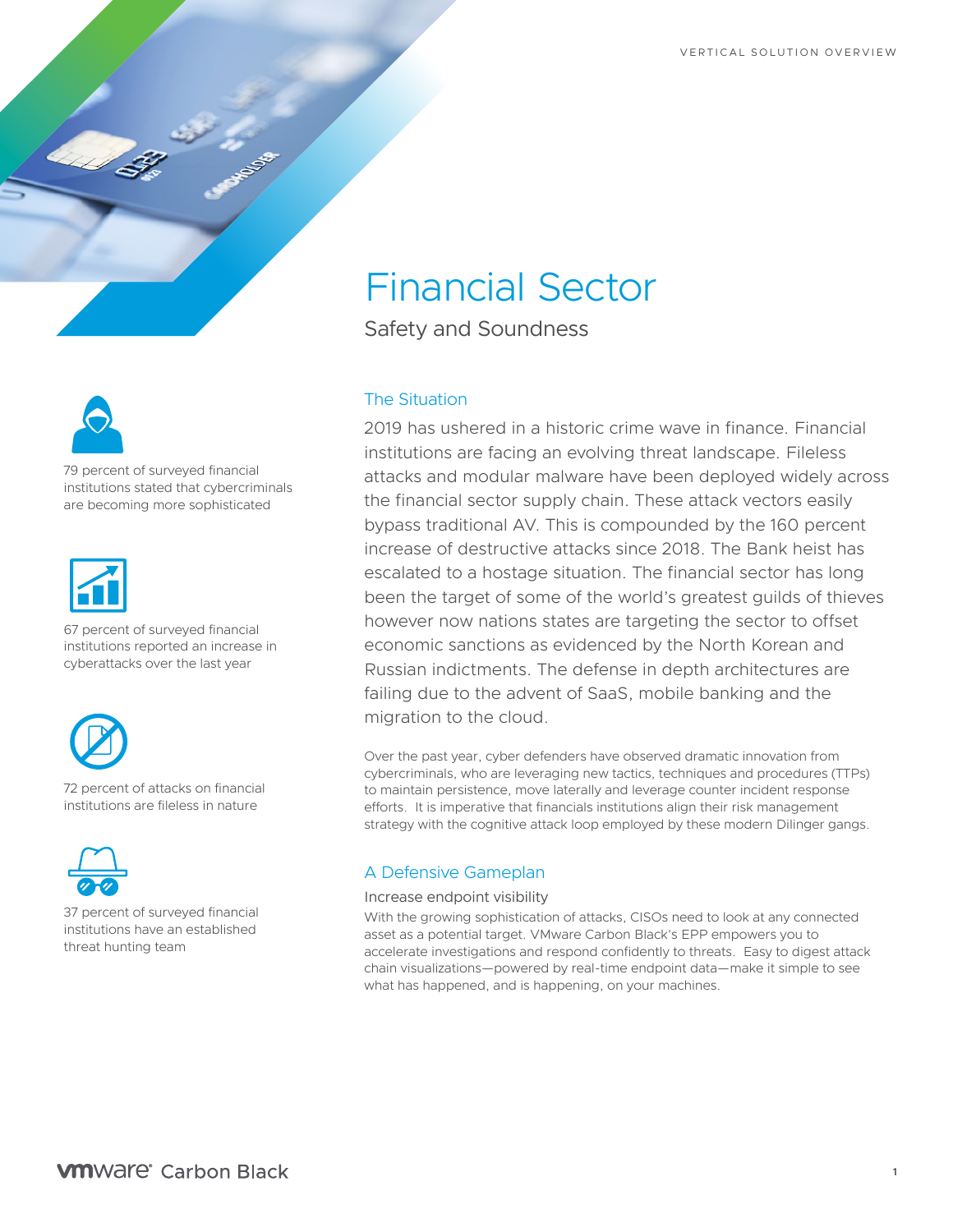VERTICAL SOLUTION OVERVIEW

# Financial Sector

## Safety and Soundness

79 percent of surveyed financial institutions stated that cybercriminals are becoming more sophisticated

67 percent of surveyed financial institutions reported an increase in cyberattacks over the last year

72 percent of attacks on financial institutions are fileless in nature

37 percent of surveyed financial institutions have an established threat hunting team

### The Situation

2019 has ushered in a historic crime wave in finance. Financial institutions are facing an evolving threat landscape. Fileless attacks and modular malware have been deployed widely across the financial sector supply chain. These attack vectors easily bypass traditional AV. This is compounded by the 160 percent increase of destructive attacks since 2018. The Bank heist has escalated to a hostage situation. The financial sector has long been the target of some of the world's greatest guilds of thieves however now nations states are targeting the sector to offset economic sanctions as evidenced by the North Korean and Russian indictments. The defense in depth architectures are failing due to the advent of SaaS, mobile banking and the migration to the cloud.

Over the past year, cyber defenders have observed dramatic innovation from cybercriminals, who are leveraging new tactics, techniques and procedures (TTPs) to maintain persistence, move laterally and leverage counter incident response efforts. It is imperative that financials institutions align their risk management strategy with the cognitive attack loop employed by these modern Dilinger gangs.

### A Defensive Gameplan

#### Increase endpoint visibility

With the growing sophistication of attacks, CISOs need to look at any connected asset as a potential target. VMware Carbon Black's EPP empowers you to accelerate investigations and respond confidently to threats. Easy to digest attack chain visualizations—powered by real-time endpoint data—make it simple to see what has happened, and is happening, on your machines.

vmware Carbon Black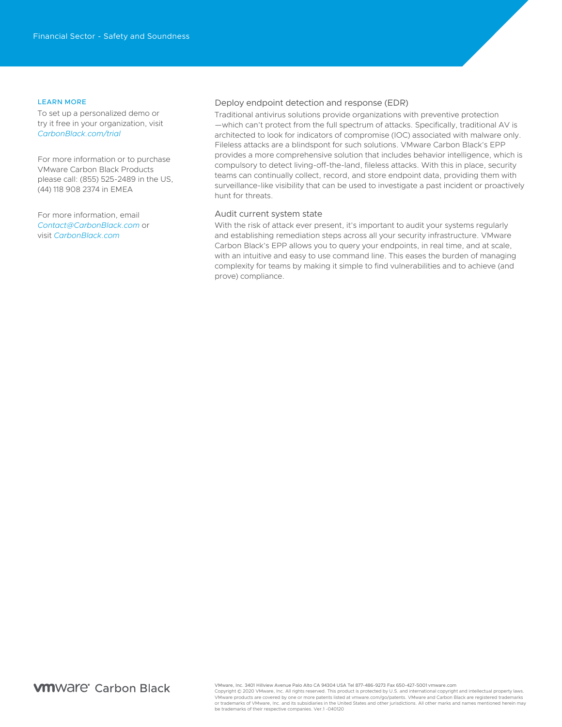## LEARN MORE

To set up a personalized demo or try it free in your organization, visit *CarbonBlack.com/trial*

For more information or to purchase VMware Carbon Black Products please call: (855) 525-2489 in the US, (44) 118 908 2374 in EMEA

For more information, email *Contact@CarbonBlack.com* or visit *CarbonBlack.com*

### Deploy endpoint detection and response (EDR)

Traditional antivirus solutions provide organizations with preventive protection—which can't protect from the full spectrum of attacks. Specifically, traditional AV is architected to look for indicators of compromise (IOC) associated with malware only. Fileless attacks are a blindspont for such solutions. VMware Carbon Black's EPP provides a more comprehensive solution that includes behavior intelligence, which is compulsory to detect living-off-the-land, fileless attacks. With this in place, security teams can continually collect, record, and store endpoint data, providing them with surveillance-like visibility that can be used to investigate a past incident or proactively hunt for threats.

### Audit current system state

With the risk of attack ever present, it's important to audit your systems regularly and establishing remediation steps across all your security infrastructure. VMware Carbon Black's EPP allows you to query your endpoints, in real time, and at scale, with an intuitive and easy to use command line. This eases the burden of managing complexity for teams by making it simple to find vulnerabilities and to achieve (and prove) compliance.

vmware Carbon Black

VMware, Inc. 3401 Hillview Avenue Palo Alto CA 94304 USA Tel 877-486-9273 Fax 650-427-5001 vmware.com
Copyright © 2020 VMware, Inc. All rights reserved. This product is protected by U.S. and international copyright and intellectual property laws. VMware products are covered by one or more patents listed at vmware.com/go/patents. VMware and Carbon Black are registered trademarks or trademarks of VMware, Inc. and its subsidiaries in the United States and other jurisdictions. All other marks and names mentioned herein may be trademarks of their respective companies. Ver.1 -040120